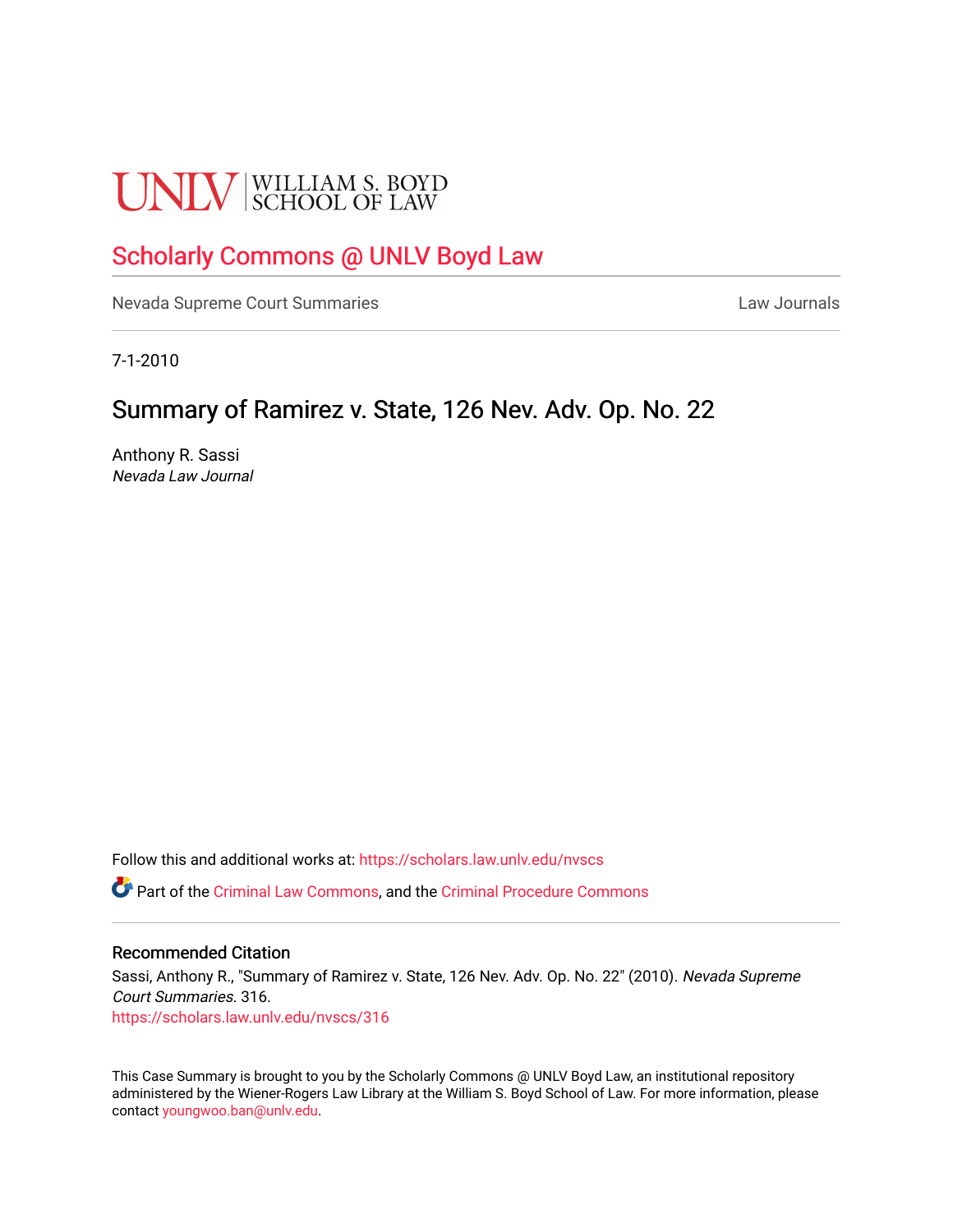UNLV | WILLIAM S. BOYD SCHOOL OF LAW

# Scholarly Commons @ UNLV Boyd Law

Nevada Supreme Court Summaries | Law Journals

7-1-2010

## Summary of Ramirez v. State, 126 Nev. Adv. Op. No. 22

Anthony R. Sassi
*Nevada Law Journal*

Follow this and additional works at: https://scholars.law.unlv.edu/nvscs

Part of the Criminal Law Commons, and the Criminal Procedure Commons

### Recommended Citation

Sassi, Anthony R., "Summary of Ramirez v. State, 126 Nev. Adv. Op. No. 22" (2010). *Nevada Supreme Court Summaries*. 316.
https://scholars.law.unlv.edu/nvscs/316

This Case Summary is brought to you by the Scholarly Commons @ UNLV Boyd Law, an institutional repository administered by the Wiener-Rogers Law Library at the William S. Boyd School of Law. For more information, please contact youngwoo.ban@unlv.edu.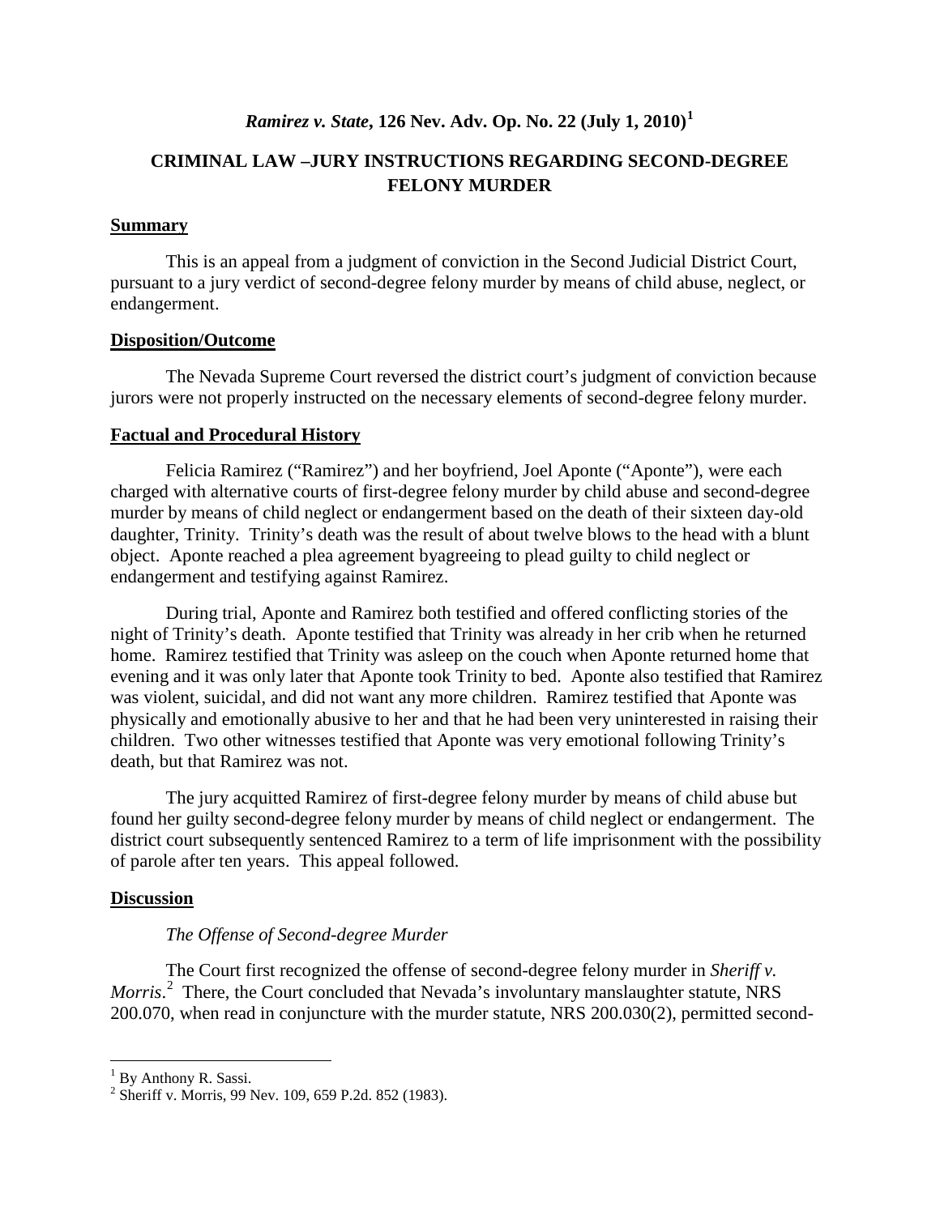# *Ramirez v. State*, 126 Nev. Adv. Op. No. 22 (July 1, 2010)[1]

## CRIMINAL LAW –JURY INSTRUCTIONS REGARDING SECOND-DEGREE FELONY MURDER

### Summary

This is an appeal from a judgment of conviction in the Second Judicial District Court, pursuant to a jury verdict of second-degree felony murder by means of child abuse, neglect, or endangerment.

### Disposition/Outcome

The Nevada Supreme Court reversed the district court's judgment of conviction because jurors were not properly instructed on the necessary elements of second-degree felony murder.

### Factual and Procedural History

Felicia Ramirez ("Ramirez") and her boyfriend, Joel Aponte ("Aponte"), were each charged with alternative courts of first-degree felony murder by child abuse and second-degree murder by means of child neglect or endangerment based on the death of their sixteen day-old daughter, Trinity. Trinity's death was the result of about twelve blows to the head with a blunt object. Aponte reached a plea agreement byagreeing to plead guilty to child neglect or endangerment and testifying against Ramirez.

During trial, Aponte and Ramirez both testified and offered conflicting stories of the night of Trinity's death. Aponte testified that Trinity was already in her crib when he returned home. Ramirez testified that Trinity was asleep on the couch when Aponte returned home that evening and it was only later that Aponte took Trinity to bed. Aponte also testified that Ramirez was violent, suicidal, and did not want any more children. Ramirez testified that Aponte was physically and emotionally abusive to her and that he had been very uninterested in raising their children. Two other witnesses testified that Aponte was very emotional following Trinity's death, but that Ramirez was not.

The jury acquitted Ramirez of first-degree felony murder by means of child abuse but found her guilty second-degree felony murder by means of child neglect or endangerment. The district court subsequently sentenced Ramirez to a term of life imprisonment with the possibility of parole after ten years. This appeal followed.

### Discussion

*The Offense of Second-degree Murder*

The Court first recognized the offense of second-degree felony murder in *Sheriff v. Morris*.[2] There, the Court concluded that Nevada's involuntary manslaughter statute, NRS 200.070, when read in conjuncture with the murder statute, NRS 200.030(2), permitted second-

---

[1] By Anthony R. Sassi.

[2] Sheriff v. Morris, 99 Nev. 109, 659 P.2d. 852 (1983).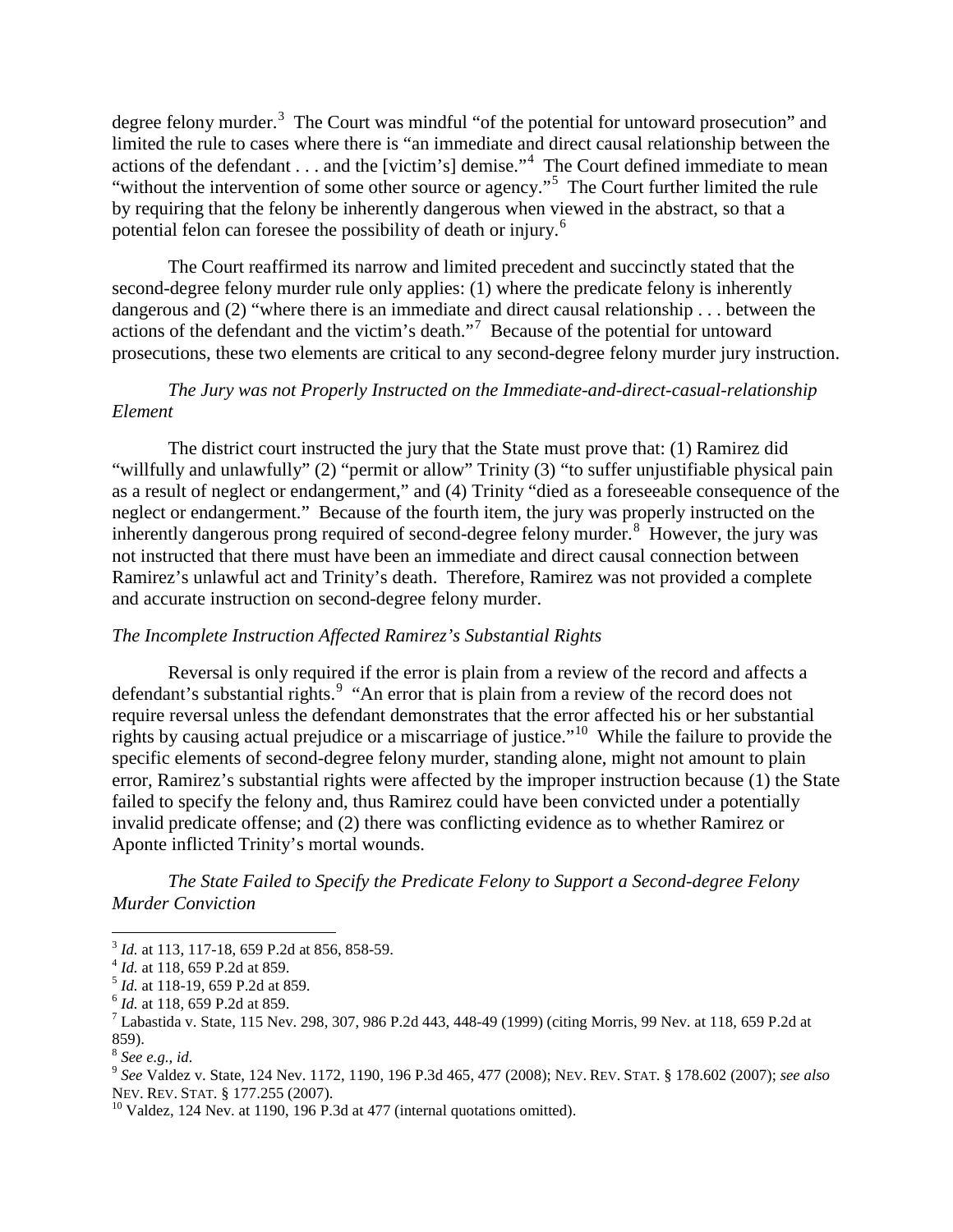degree felony murder.[3] The Court was mindful "of the potential for untoward prosecution" and limited the rule to cases where there is "an immediate and direct causal relationship between the actions of the defendant . . . and the [victim's] demise."[4] The Court defined immediate to mean "without the intervention of some other source or agency."[5] The Court further limited the rule by requiring that the felony be inherently dangerous when viewed in the abstract, so that a potential felon can foresee the possibility of death or injury.[6]

The Court reaffirmed its narrow and limited precedent and succinctly stated that the second-degree felony murder rule only applies: (1) where the predicate felony is inherently dangerous and (2) "where there is an immediate and direct causal relationship . . . between the actions of the defendant and the victim's death."[7] Because of the potential for untoward prosecutions, these two elements are critical to any second-degree felony murder jury instruction.

*The Jury was not Properly Instructed on the Immediate-and-direct-casual-relationship Element*

The district court instructed the jury that the State must prove that: (1) Ramirez did "willfully and unlawfully" (2) "permit or allow" Trinity (3) "to suffer unjustifiable physical pain as a result of neglect or endangerment," and (4) Trinity "died as a foreseeable consequence of the neglect or endangerment." Because of the fourth item, the jury was properly instructed on the inherently dangerous prong required of second-degree felony murder.[8] However, the jury was not instructed that there must have been an immediate and direct causal connection between Ramirez's unlawful act and Trinity's death. Therefore, Ramirez was not provided a complete and accurate instruction on second-degree felony murder.

*The Incomplete Instruction Affected Ramirez's Substantial Rights*

Reversal is only required if the error is plain from a review of the record and affects a defendant's substantial rights.[9] "An error that is plain from a review of the record does not require reversal unless the defendant demonstrates that the error affected his or her substantial rights by causing actual prejudice or a miscarriage of justice."[10] While the failure to provide the specific elements of second-degree felony murder, standing alone, might not amount to plain error, Ramirez's substantial rights were affected by the improper instruction because (1) the State failed to specify the felony and, thus Ramirez could have been convicted under a potentially invalid predicate offense; and (2) there was conflicting evidence as to whether Ramirez or Aponte inflicted Trinity's mortal wounds.

*The State Failed to Specify the Predicate Felony to Support a Second-degree Felony Murder Conviction*

---

[3] *Id.* at 113, 117-18, 659 P.2d at 856, 858-59.

[4] *Id.* at 118, 659 P.2d at 859.

[5] *Id.* at 118-19, 659 P.2d at 859.

[6] *Id.* at 118, 659 P.2d at 859.

[7] Labastida v. State, 115 Nev. 298, 307, 986 P.2d 443, 448-49 (1999) (citing Morris, 99 Nev. at 118, 659 P.2d at 859).

[8] *See e.g., id.*

[9] *See* Valdez v. State, 124 Nev. 1172, 1190, 196 P.3d 465, 477 (2008); NEV. REV. STAT. § 178.602 (2007); *see also* NEV. REV. STAT. § 177.255 (2007).

[10] Valdez, 124 Nev. at 1190, 196 P.3d at 477 (internal quotations omitted).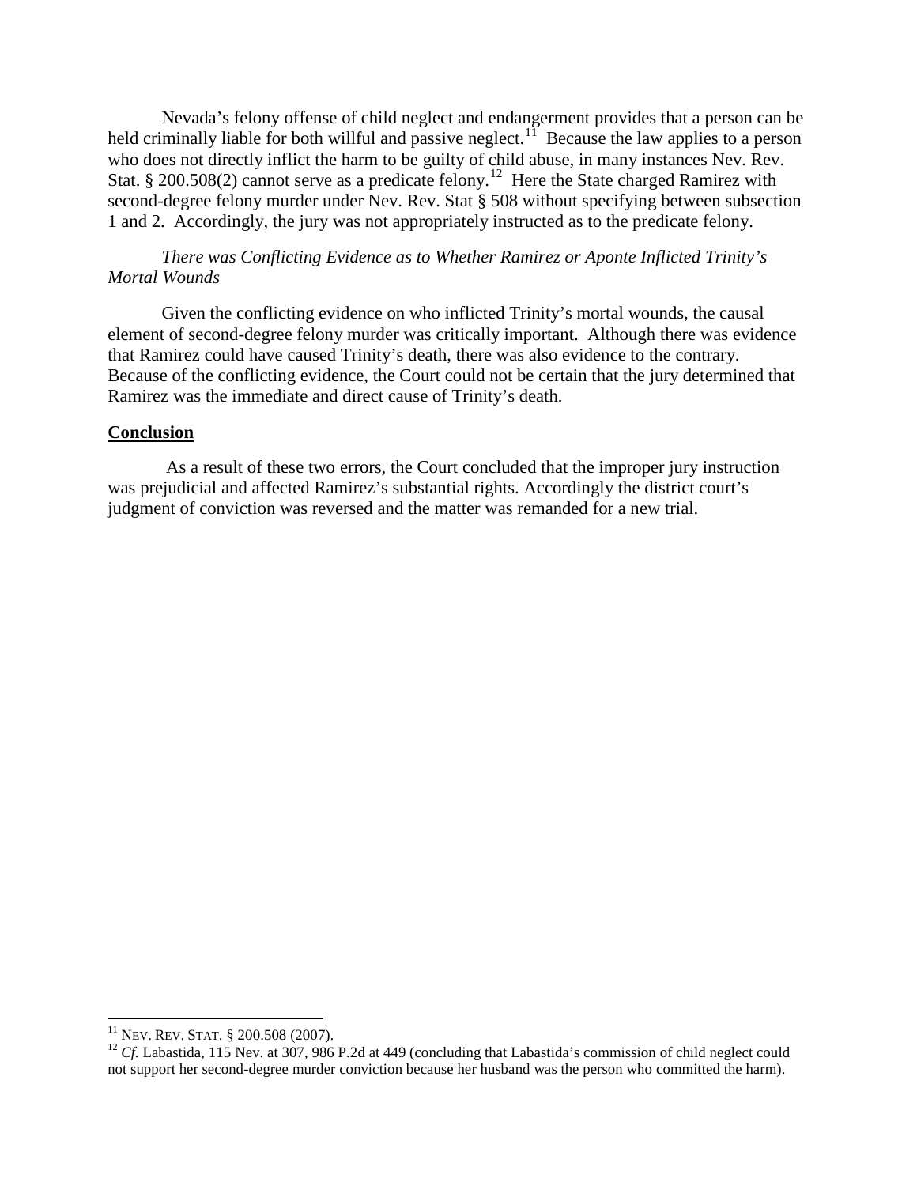Nevada's felony offense of child neglect and endangerment provides that a person can be held criminally liable for both willful and passive neglect.[11] Because the law applies to a person who does not directly inflict the harm to be guilty of child abuse, in many instances Nev. Rev. Stat. § 200.508(2) cannot serve as a predicate felony.[12] Here the State charged Ramirez with second-degree felony murder under Nev. Rev. Stat § 508 without specifying between subsection 1 and 2. Accordingly, the jury was not appropriately instructed as to the predicate felony.

*There was Conflicting Evidence as to Whether Ramirez or Aponte Inflicted Trinity's Mortal Wounds*

Given the conflicting evidence on who inflicted Trinity's mortal wounds, the causal element of second-degree felony murder was critically important. Although there was evidence that Ramirez could have caused Trinity's death, there was also evidence to the contrary. Because of the conflicting evidence, the Court could not be certain that the jury determined that Ramirez was the immediate and direct cause of Trinity's death.

**Conclusion**

As a result of these two errors, the Court concluded that the improper jury instruction was prejudicial and affected Ramirez's substantial rights. Accordingly the district court's judgment of conviction was reversed and the matter was remanded for a new trial.

---

[11] NEV. REV. STAT. § 200.508 (2007).

[12] *Cf.* Labastida, 115 Nev. at 307, 986 P.2d at 449 (concluding that Labastida's commission of child neglect could not support her second-degree murder conviction because her husband was the person who committed the harm).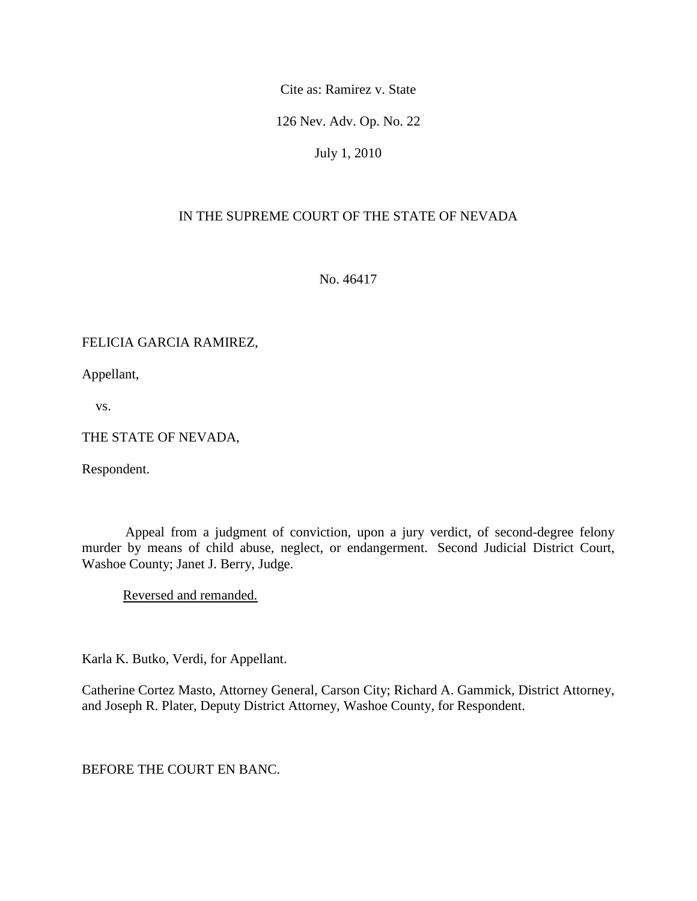Cite as: Ramirez v. State

126 Nev. Adv. Op. No. 22

July 1, 2010

IN THE SUPREME COURT OF THE STATE OF NEVADA

No. 46417

FELICIA GARCIA RAMIREZ,

Appellant,

vs.

THE STATE OF NEVADA,

Respondent.

Appeal from a judgment of conviction, upon a jury verdict, of second-degree felony murder by means of child abuse, neglect, or endangerment. Second Judicial District Court, Washoe County; Janet J. Berry, Judge.

Reversed and remanded.

Karla K. Butko, Verdi, for Appellant.

Catherine Cortez Masto, Attorney General, Carson City; Richard A. Gammick, District Attorney, and Joseph R. Plater, Deputy District Attorney, Washoe County, for Respondent.

BEFORE THE COURT EN BANC.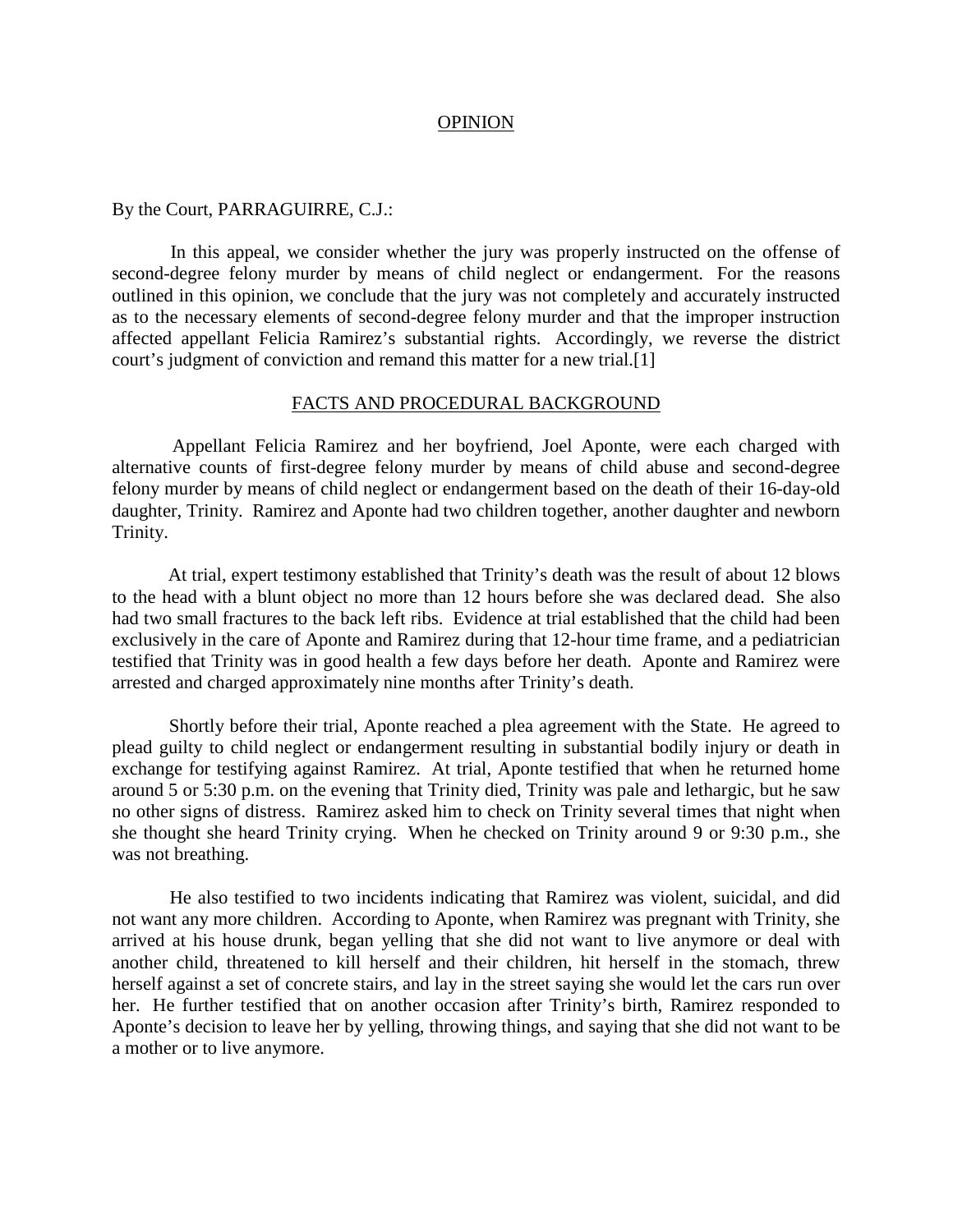## OPINION

By the Court, PARRAGUIRRE, C.J.:

In this appeal, we consider whether the jury was properly instructed on the offense of second-degree felony murder by means of child neglect or endangerment. For the reasons outlined in this opinion, we conclude that the jury was not completely and accurately instructed as to the necessary elements of second-degree felony murder and that the improper instruction affected appellant Felicia Ramirez's substantial rights. Accordingly, we reverse the district court's judgment of conviction and remand this matter for a new trial.[1]

## FACTS AND PROCEDURAL BACKGROUND

Appellant Felicia Ramirez and her boyfriend, Joel Aponte, were each charged with alternative counts of first-degree felony murder by means of child abuse and second-degree felony murder by means of child neglect or endangerment based on the death of their 16-day-old daughter, Trinity. Ramirez and Aponte had two children together, another daughter and newborn Trinity.

At trial, expert testimony established that Trinity's death was the result of about 12 blows to the head with a blunt object no more than 12 hours before she was declared dead. She also had two small fractures to the back left ribs. Evidence at trial established that the child had been exclusively in the care of Aponte and Ramirez during that 12-hour time frame, and a pediatrician testified that Trinity was in good health a few days before her death. Aponte and Ramirez were arrested and charged approximately nine months after Trinity's death.

Shortly before their trial, Aponte reached a plea agreement with the State. He agreed to plead guilty to child neglect or endangerment resulting in substantial bodily injury or death in exchange for testifying against Ramirez. At trial, Aponte testified that when he returned home around 5 or 5:30 p.m. on the evening that Trinity died, Trinity was pale and lethargic, but he saw no other signs of distress. Ramirez asked him to check on Trinity several times that night when she thought she heard Trinity crying. When he checked on Trinity around 9 or 9:30 p.m., she was not breathing.

He also testified to two incidents indicating that Ramirez was violent, suicidal, and did not want any more children. According to Aponte, when Ramirez was pregnant with Trinity, she arrived at his house drunk, began yelling that she did not want to live anymore or deal with another child, threatened to kill herself and their children, hit herself in the stomach, threw herself against a set of concrete stairs, and lay in the street saying she would let the cars run over her. He further testified that on another occasion after Trinity's birth, Ramirez responded to Aponte's decision to leave her by yelling, throwing things, and saying that she did not want to be a mother or to live anymore.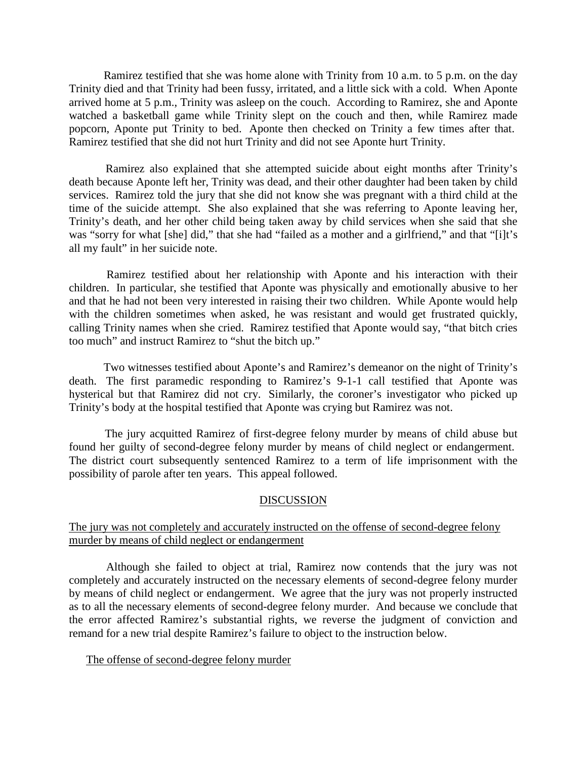Ramirez testified that she was home alone with Trinity from 10 a.m. to 5 p.m. on the day Trinity died and that Trinity had been fussy, irritated, and a little sick with a cold. When Aponte arrived home at 5 p.m., Trinity was asleep on the couch. According to Ramirez, she and Aponte watched a basketball game while Trinity slept on the couch and then, while Ramirez made popcorn, Aponte put Trinity to bed. Aponte then checked on Trinity a few times after that. Ramirez testified that she did not hurt Trinity and did not see Aponte hurt Trinity.

Ramirez also explained that she attempted suicide about eight months after Trinity's death because Aponte left her, Trinity was dead, and their other daughter had been taken by child services. Ramirez told the jury that she did not know she was pregnant with a third child at the time of the suicide attempt. She also explained that she was referring to Aponte leaving her, Trinity's death, and her other child being taken away by child services when she said that she was "sorry for what [she] did," that she had "failed as a mother and a girlfriend," and that "[i]t's all my fault" in her suicide note.

Ramirez testified about her relationship with Aponte and his interaction with their children. In particular, she testified that Aponte was physically and emotionally abusive to her and that he had not been very interested in raising their two children. While Aponte would help with the children sometimes when asked, he was resistant and would get frustrated quickly, calling Trinity names when she cried. Ramirez testified that Aponte would say, "that bitch cries too much" and instruct Ramirez to "shut the bitch up."

Two witnesses testified about Aponte's and Ramirez's demeanor on the night of Trinity's death. The first paramedic responding to Ramirez's 9-1-1 call testified that Aponte was hysterical but that Ramirez did not cry. Similarly, the coroner's investigator who picked up Trinity's body at the hospital testified that Aponte was crying but Ramirez was not.

The jury acquitted Ramirez of first-degree felony murder by means of child abuse but found her guilty of second-degree felony murder by means of child neglect or endangerment. The district court subsequently sentenced Ramirez to a term of life imprisonment with the possibility of parole after ten years. This appeal followed.

## DISCUSSION

### The jury was not completely and accurately instructed on the offense of second-degree felony murder by means of child neglect or endangerment

Although she failed to object at trial, Ramirez now contends that the jury was not completely and accurately instructed on the necessary elements of second-degree felony murder by means of child neglect or endangerment. We agree that the jury was not properly instructed as to all the necessary elements of second-degree felony murder. And because we conclude that the error affected Ramirez's substantial rights, we reverse the judgment of conviction and remand for a new trial despite Ramirez's failure to object to the instruction below.

#### The offense of second-degree felony murder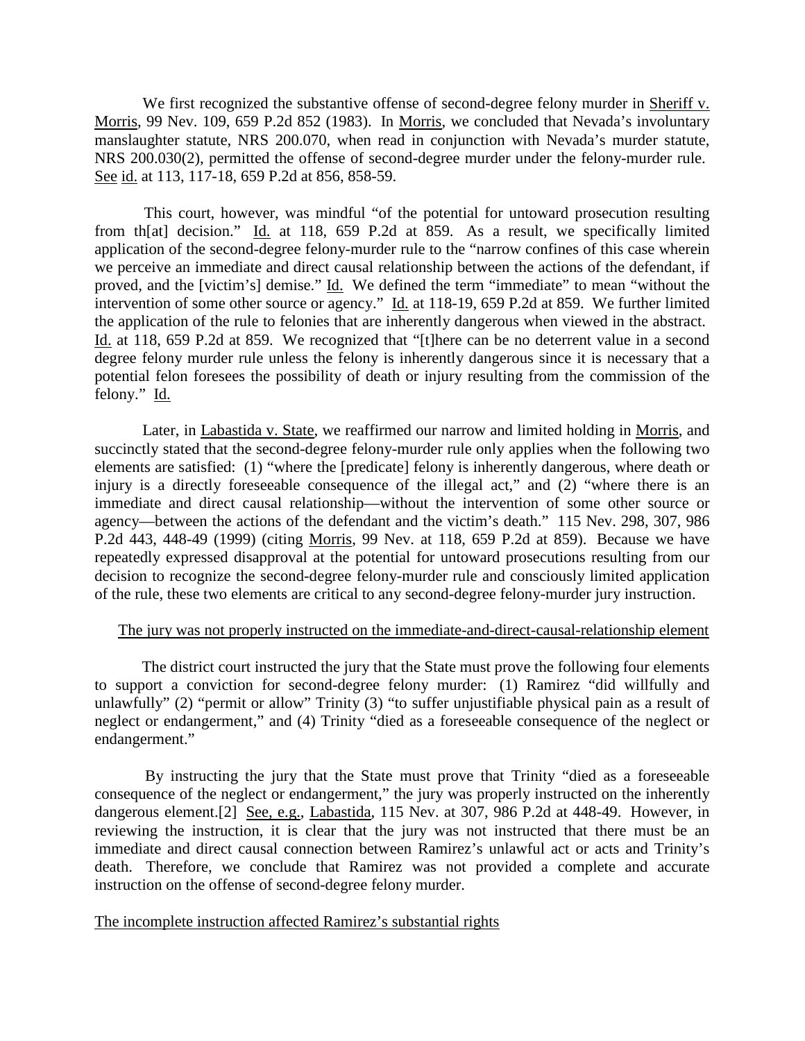We first recognized the substantive offense of second-degree felony murder in Sheriff v. Morris, 99 Nev. 109, 659 P.2d 852 (1983). In Morris, we concluded that Nevada's involuntary manslaughter statute, NRS 200.070, when read in conjunction with Nevada's murder statute, NRS 200.030(2), permitted the offense of second-degree murder under the felony-murder rule. See id. at 113, 117-18, 659 P.2d at 856, 858-59.

This court, however, was mindful "of the potential for untoward prosecution resulting from th[at] decision." Id. at 118, 659 P.2d at 859. As a result, we specifically limited application of the second-degree felony-murder rule to the "narrow confines of this case wherein we perceive an immediate and direct causal relationship between the actions of the defendant, if proved, and the [victim's] demise." Id. We defined the term "immediate" to mean "without the intervention of some other source or agency." Id. at 118-19, 659 P.2d at 859. We further limited the application of the rule to felonies that are inherently dangerous when viewed in the abstract. Id. at 118, 659 P.2d at 859. We recognized that "[t]here can be no deterrent value in a second degree felony murder rule unless the felony is inherently dangerous since it is necessary that a potential felon foresees the possibility of death or injury resulting from the commission of the felony." Id.

Later, in Labastida v. State, we reaffirmed our narrow and limited holding in Morris, and succinctly stated that the second-degree felony-murder rule only applies when the following two elements are satisfied: (1) "where the [predicate] felony is inherently dangerous, where death or injury is a directly foreseeable consequence of the illegal act," and (2) "where there is an immediate and direct causal relationship—without the intervention of some other source or agency—between the actions of the defendant and the victim's death." 115 Nev. 298, 307, 986 P.2d 443, 448-49 (1999) (citing Morris, 99 Nev. at 118, 659 P.2d at 859). Because we have repeatedly expressed disapproval at the potential for untoward prosecutions resulting from our decision to recognize the second-degree felony-murder rule and consciously limited application of the rule, these two elements are critical to any second-degree felony-murder jury instruction.

## The jury was not properly instructed on the immediate-and-direct-causal-relationship element

The district court instructed the jury that the State must prove the following four elements to support a conviction for second-degree felony murder: (1) Ramirez "did willfully and unlawfully" (2) "permit or allow" Trinity (3) "to suffer unjustifiable physical pain as a result of neglect or endangerment," and (4) Trinity "died as a foreseeable consequence of the neglect or endangerment."

By instructing the jury that the State must prove that Trinity "died as a foreseeable consequence of the neglect or endangerment," the jury was properly instructed on the inherently dangerous element.[2] See, e.g., Labastida, 115 Nev. at 307, 986 P.2d at 448-49. However, in reviewing the instruction, it is clear that the jury was not instructed that there must be an immediate and direct causal connection between Ramirez's unlawful act or acts and Trinity's death. Therefore, we conclude that Ramirez was not provided a complete and accurate instruction on the offense of second-degree felony murder.

## The incomplete instruction affected Ramirez's substantial rights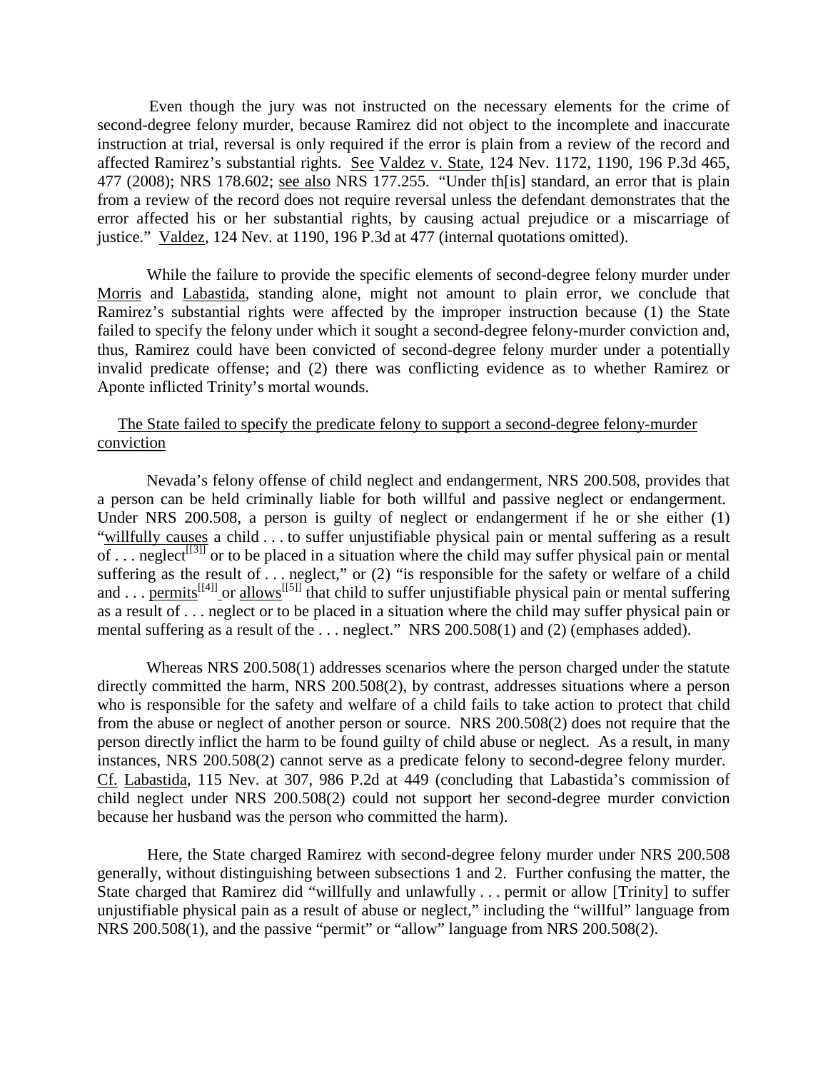Even though the jury was not instructed on the necessary elements for the crime of second-degree felony murder, because Ramirez did not object to the incomplete and inaccurate instruction at trial, reversal is only required if the error is plain from a review of the record and affected Ramirez's substantial rights. See Valdez v. State, 124 Nev. 1172, 1190, 196 P.3d 465, 477 (2008); NRS 178.602; see also NRS 177.255. "Under th[is] standard, an error that is plain from a review of the record does not require reversal unless the defendant demonstrates that the error affected his or her substantial rights, by causing actual prejudice or a miscarriage of justice." Valdez, 124 Nev. at 1190, 196 P.3d at 477 (internal quotations omitted).

While the failure to provide the specific elements of second-degree felony murder under Morris and Labastida, standing alone, might not amount to plain error, we conclude that Ramirez's substantial rights were affected by the improper instruction because (1) the State failed to specify the felony under which it sought a second-degree felony-murder conviction and, thus, Ramirez could have been convicted of second-degree felony murder under a potentially invalid predicate offense; and (2) there was conflicting evidence as to whether Ramirez or Aponte inflicted Trinity's mortal wounds.

The State failed to specify the predicate felony to support a second-degree felony-murder conviction

Nevada's felony offense of child neglect and endangerment, NRS 200.508, provides that a person can be held criminally liable for both willful and passive neglect or endangerment. Under NRS 200.508, a person is guilty of neglect or endangerment if he or she either (1) "willfully causes a child . . . to suffer unjustifiable physical pain or mental suffering as a result of . . . neglect[[3]] or to be placed in a situation where the child may suffer physical pain or mental suffering as the result of . . . neglect," or (2) "is responsible for the safety or welfare of a child and . . . permits[[4]] or allows[[5]] that child to suffer unjustifiable physical pain or mental suffering as a result of . . . neglect or to be placed in a situation where the child may suffer physical pain or mental suffering as a result of the . . . neglect." NRS 200.508(1) and (2) (emphases added).

Whereas NRS 200.508(1) addresses scenarios where the person charged under the statute directly committed the harm, NRS 200.508(2), by contrast, addresses situations where a person who is responsible for the safety and welfare of a child fails to take action to protect that child from the abuse or neglect of another person or source. NRS 200.508(2) does not require that the person directly inflict the harm to be found guilty of child abuse or neglect. As a result, in many instances, NRS 200.508(2) cannot serve as a predicate felony to second-degree felony murder. Cf. Labastida, 115 Nev. at 307, 986 P.2d at 449 (concluding that Labastida's commission of child neglect under NRS 200.508(2) could not support her second-degree murder conviction because her husband was the person who committed the harm).

Here, the State charged Ramirez with second-degree felony murder under NRS 200.508 generally, without distinguishing between subsections 1 and 2. Further confusing the matter, the State charged that Ramirez did "willfully and unlawfully . . . permit or allow [Trinity] to suffer unjustifiable physical pain as a result of abuse or neglect," including the "willful" language from NRS 200.508(1), and the passive "permit" or "allow" language from NRS 200.508(2).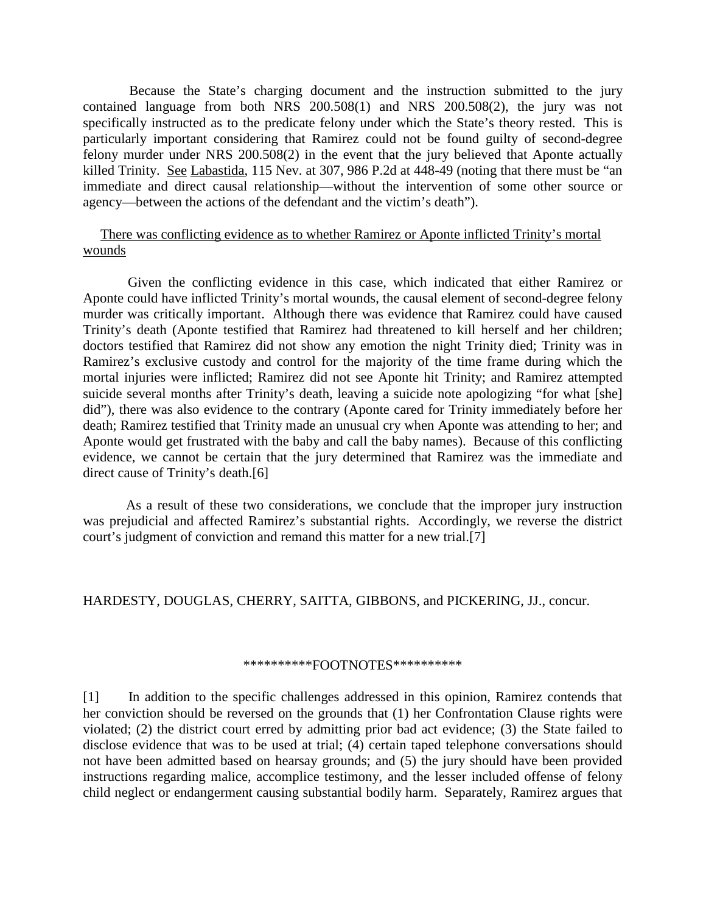Because the State's charging document and the instruction submitted to the jury contained language from both NRS 200.508(1) and NRS 200.508(2), the jury was not specifically instructed as to the predicate felony under which the State's theory rested. This is particularly important considering that Ramirez could not be found guilty of second-degree felony murder under NRS 200.508(2) in the event that the jury believed that Aponte actually killed Trinity. See Labastida, 115 Nev. at 307, 986 P.2d at 448-49 (noting that there must be "an immediate and direct causal relationship—without the intervention of some other source or agency—between the actions of the defendant and the victim's death").

There was conflicting evidence as to whether Ramirez or Aponte inflicted Trinity's mortal wounds

Given the conflicting evidence in this case, which indicated that either Ramirez or Aponte could have inflicted Trinity's mortal wounds, the causal element of second-degree felony murder was critically important. Although there was evidence that Ramirez could have caused Trinity's death (Aponte testified that Ramirez had threatened to kill herself and her children; doctors testified that Ramirez did not show any emotion the night Trinity died; Trinity was in Ramirez's exclusive custody and control for the majority of the time frame during which the mortal injuries were inflicted; Ramirez did not see Aponte hit Trinity; and Ramirez attempted suicide several months after Trinity's death, leaving a suicide note apologizing "for what [she] did"), there was also evidence to the contrary (Aponte cared for Trinity immediately before her death; Ramirez testified that Trinity made an unusual cry when Aponte was attending to her; and Aponte would get frustrated with the baby and call the baby names). Because of this conflicting evidence, we cannot be certain that the jury determined that Ramirez was the immediate and direct cause of Trinity's death.[6]

As a result of these two considerations, we conclude that the improper jury instruction was prejudicial and affected Ramirez's substantial rights. Accordingly, we reverse the district court's judgment of conviction and remand this matter for a new trial.[7]

HARDESTY, DOUGLAS, CHERRY, SAITTA, GIBBONS, and PICKERING, JJ., concur.

**********FOOTNOTES**********

[1] In addition to the specific challenges addressed in this opinion, Ramirez contends that her conviction should be reversed on the grounds that (1) her Confrontation Clause rights were violated; (2) the district court erred by admitting prior bad act evidence; (3) the State failed to disclose evidence that was to be used at trial; (4) certain taped telephone conversations should not have been admitted based on hearsay grounds; and (5) the jury should have been provided instructions regarding malice, accomplice testimony, and the lesser included offense of felony child neglect or endangerment causing substantial bodily harm. Separately, Ramirez argues that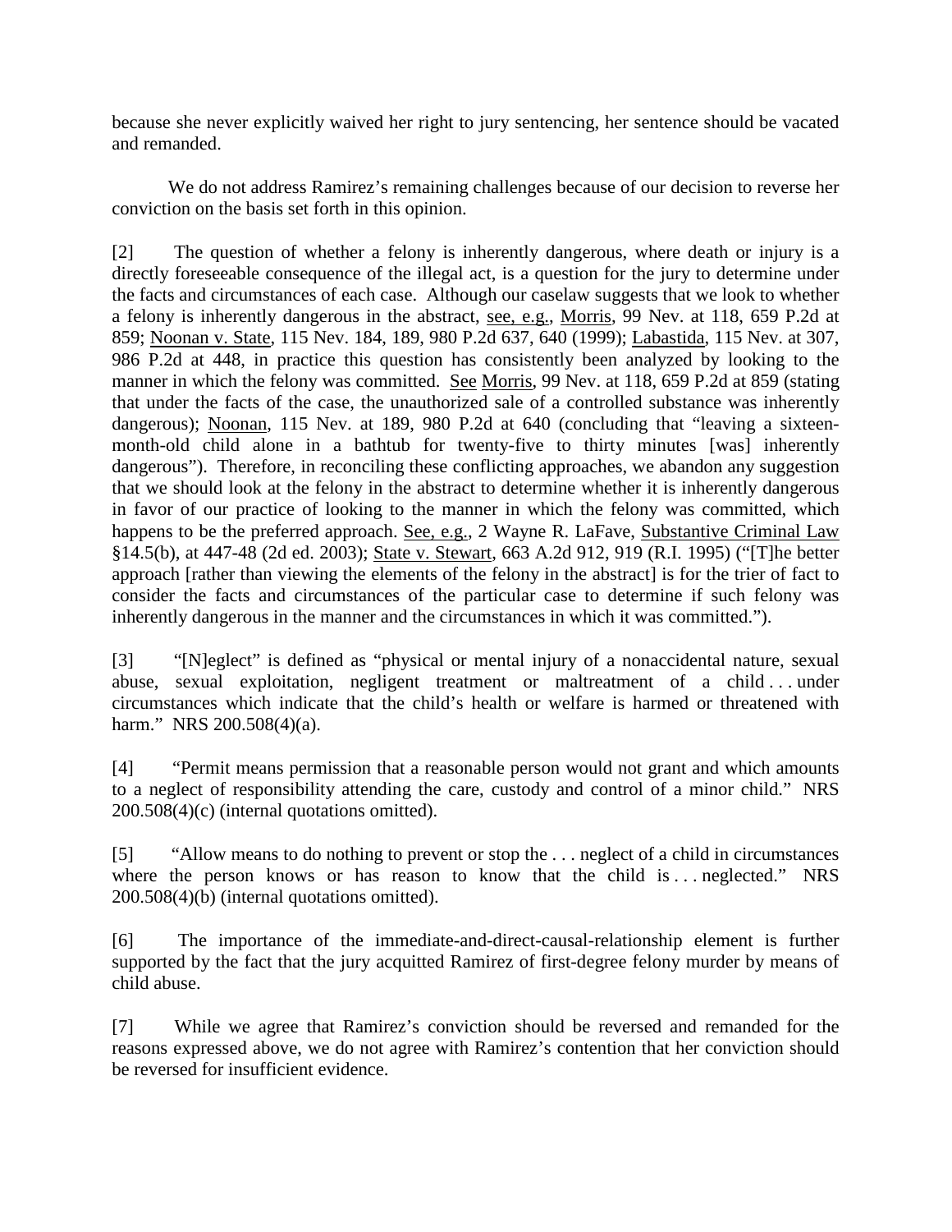because she never explicitly waived her right to jury sentencing, her sentence should be vacated and remanded.

We do not address Ramirez's remaining challenges because of our decision to reverse her conviction on the basis set forth in this opinion.

[2] The question of whether a felony is inherently dangerous, where death or injury is a directly foreseeable consequence of the illegal act, is a question for the jury to determine under the facts and circumstances of each case. Although our caselaw suggests that we look to whether a felony is inherently dangerous in the abstract, see, e.g., Morris, 99 Nev. at 118, 659 P.2d at 859; Noonan v. State, 115 Nev. 184, 189, 980 P.2d 637, 640 (1999); Labastida, 115 Nev. at 307, 986 P.2d at 448, in practice this question has consistently been analyzed by looking to the manner in which the felony was committed. See Morris, 99 Nev. at 118, 659 P.2d at 859 (stating that under the facts of the case, the unauthorized sale of a controlled substance was inherently dangerous); Noonan, 115 Nev. at 189, 980 P.2d at 640 (concluding that "leaving a sixteen-month-old child alone in a bathtub for twenty-five to thirty minutes [was] inherently dangerous"). Therefore, in reconciling these conflicting approaches, we abandon any suggestion that we should look at the felony in the abstract to determine whether it is inherently dangerous in favor of our practice of looking to the manner in which the felony was committed, which happens to be the preferred approach. See, e.g., 2 Wayne R. LaFave, Substantive Criminal Law §14.5(b), at 447-48 (2d ed. 2003); State v. Stewart, 663 A.2d 912, 919 (R.I. 1995) ("[T]he better approach [rather than viewing the elements of the felony in the abstract] is for the trier of fact to consider the facts and circumstances of the particular case to determine if such felony was inherently dangerous in the manner and the circumstances in which it was committed.").

[3] "[N]eglect" is defined as "physical or mental injury of a nonaccidental nature, sexual abuse, sexual exploitation, negligent treatment or maltreatment of a child . . . under circumstances which indicate that the child's health or welfare is harmed or threatened with harm." NRS 200.508(4)(a).

[4] "Permit means permission that a reasonable person would not grant and which amounts to a neglect of responsibility attending the care, custody and control of a minor child." NRS 200.508(4)(c) (internal quotations omitted).

[5] "Allow means to do nothing to prevent or stop the . . . neglect of a child in circumstances where the person knows or has reason to know that the child is . . . neglected." NRS 200.508(4)(b) (internal quotations omitted).

[6] The importance of the immediate-and-direct-causal-relationship element is further supported by the fact that the jury acquitted Ramirez of first-degree felony murder by means of child abuse.

[7] While we agree that Ramirez's conviction should be reversed and remanded for the reasons expressed above, we do not agree with Ramirez's contention that her conviction should be reversed for insufficient evidence.